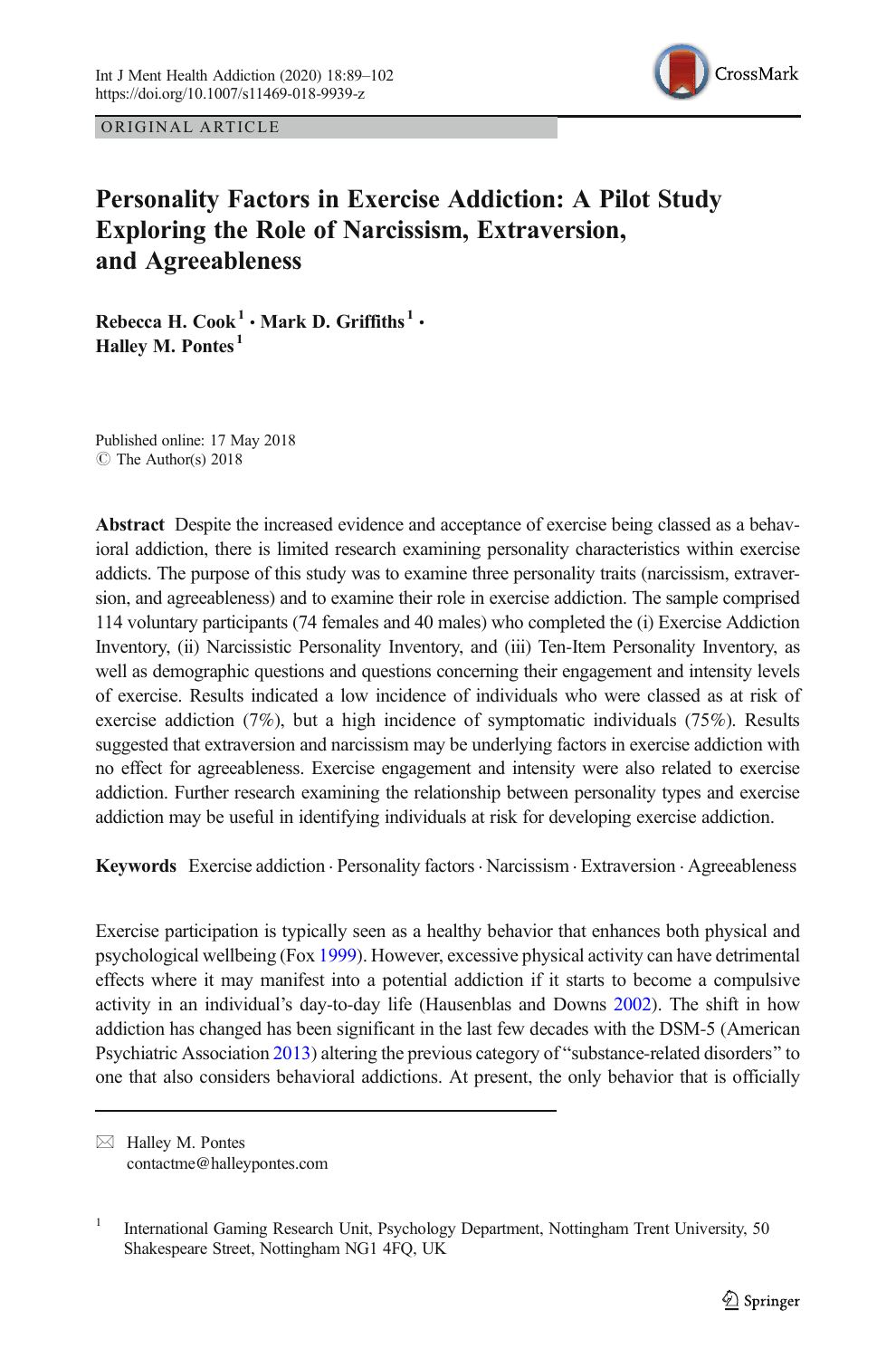ORIGINAL ARTICLE

# Personality Factors in Exercise Addiction: A Pilot Study Exploring the Role of Narcissism, Extraversion, and Agreeableness

**Rebecca H. Cook**[1] **· Mark D. Griffiths**[1] **· Halley M. Pontes**[1]

Published online: 17 May 2018
© The Author(s) 2018

**Abstract** Despite the increased evidence and acceptance of exercise being classed as a behavioral addiction, there is limited research examining personality characteristics within exercise addicts. The purpose of this study was to examine three personality traits (narcissism, extraversion, and agreeableness) and to examine their role in exercise addiction. The sample comprised 114 voluntary participants (74 females and 40 males) who completed the (i) Exercise Addiction Inventory, (ii) Narcissistic Personality Inventory, and (iii) Ten-Item Personality Inventory, as well as demographic questions and questions concerning their engagement and intensity levels of exercise. Results indicated a low incidence of individuals who were classed as at risk of exercise addiction (7%), but a high incidence of symptomatic individuals (75%). Results suggested that extraversion and narcissism may be underlying factors in exercise addiction with no effect for agreeableness. Exercise engagement and intensity were also related to exercise addiction. Further research examining the relationship between personality types and exercise addiction may be useful in identifying individuals at risk for developing exercise addiction.

**Keywords** Exercise addiction · Personality factors · Narcissism · Extraversion · Agreeableness

Exercise participation is typically seen as a healthy behavior that enhances both physical and psychological wellbeing (Fox 1999). However, excessive physical activity can have detrimental effects where it may manifest into a potential addiction if it starts to become a compulsive activity in an individual's day-to-day life (Hausenblas and Downs 2002). The shift in how addiction has changed has been significant in the last few decades with the DSM-5 (American Psychiatric Association 2013) altering the previous category of "substance-related disorders" to one that also considers behavioral addictions. At present, the only behavior that is officially

---

✉ Halley M. Pontes
contactme@halleypontes.com

[1] International Gaming Research Unit, Psychology Department, Nottingham Trent University, 50 Shakespeare Street, Nottingham NG1 4FQ, UK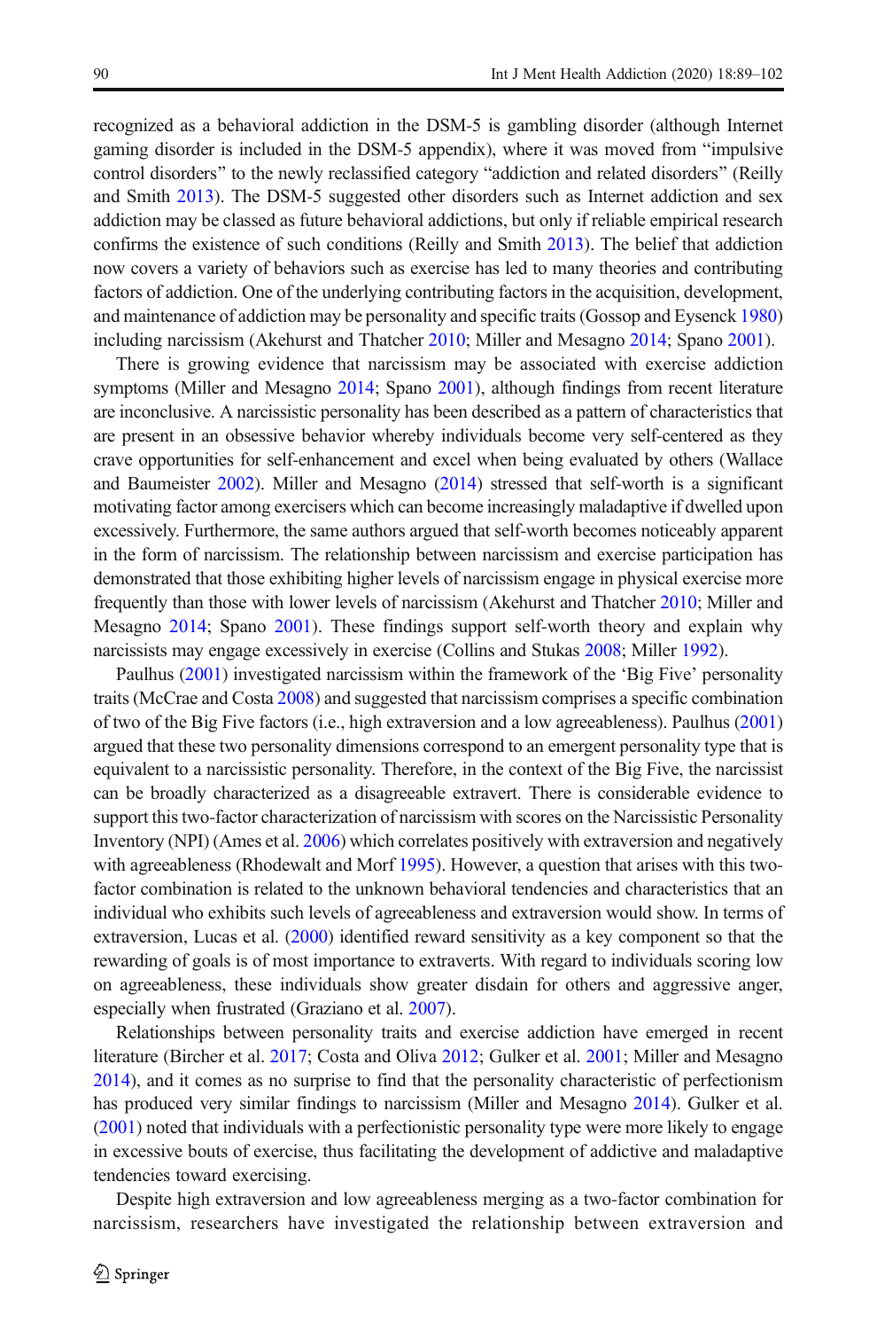recognized as a behavioral addiction in the DSM-5 is gambling disorder (although Internet gaming disorder is included in the DSM-5 appendix), where it was moved from "impulsive control disorders" to the newly reclassified category "addiction and related disorders" (Reilly and Smith 2013). The DSM-5 suggested other disorders such as Internet addiction and sex addiction may be classed as future behavioral addictions, but only if reliable empirical research confirms the existence of such conditions (Reilly and Smith 2013). The belief that addiction now covers a variety of behaviors such as exercise has led to many theories and contributing factors of addiction. One of the underlying contributing factors in the acquisition, development, and maintenance of addiction may be personality and specific traits (Gossop and Eysenck 1980) including narcissism (Akehurst and Thatcher 2010; Miller and Mesagno 2014; Spano 2001).

There is growing evidence that narcissism may be associated with exercise addiction symptoms (Miller and Mesagno 2014; Spano 2001), although findings from recent literature are inconclusive. A narcissistic personality has been described as a pattern of characteristics that are present in an obsessive behavior whereby individuals become very self-centered as they crave opportunities for self-enhancement and excel when being evaluated by others (Wallace and Baumeister 2002). Miller and Mesagno (2014) stressed that self-worth is a significant motivating factor among exercisers which can become increasingly maladaptive if dwelled upon excessively. Furthermore, the same authors argued that self-worth becomes noticeably apparent in the form of narcissism. The relationship between narcissism and exercise participation has demonstrated that those exhibiting higher levels of narcissism engage in physical exercise more frequently than those with lower levels of narcissism (Akehurst and Thatcher 2010; Miller and Mesagno 2014; Spano 2001). These findings support self-worth theory and explain why narcissists may engage excessively in exercise (Collins and Stukas 2008; Miller 1992).

Paulhus (2001) investigated narcissism within the framework of the 'Big Five' personality traits (McCrae and Costa 2008) and suggested that narcissism comprises a specific combination of two of the Big Five factors (i.e., high extraversion and a low agreeableness). Paulhus (2001) argued that these two personality dimensions correspond to an emergent personality type that is equivalent to a narcissistic personality. Therefore, in the context of the Big Five, the narcissist can be broadly characterized as a disagreeable extravert. There is considerable evidence to support this two-factor characterization of narcissism with scores on the Narcissistic Personality Inventory (NPI) (Ames et al. 2006) which correlates positively with extraversion and negatively with agreeableness (Rhodewalt and Morf 1995). However, a question that arises with this two-factor combination is related to the unknown behavioral tendencies and characteristics that an individual who exhibits such levels of agreeableness and extraversion would show. In terms of extraversion, Lucas et al. (2000) identified reward sensitivity as a key component so that the rewarding of goals is of most importance to extraverts. With regard to individuals scoring low on agreeableness, these individuals show greater disdain for others and aggressive anger, especially when frustrated (Graziano et al. 2007).

Relationships between personality traits and exercise addiction have emerged in recent literature (Bircher et al. 2017; Costa and Oliva 2012; Gulker et al. 2001; Miller and Mesagno 2014), and it comes as no surprise to find that the personality characteristic of perfectionism has produced very similar findings to narcissism (Miller and Mesagno 2014). Gulker et al. (2001) noted that individuals with a perfectionistic personality type were more likely to engage in excessive bouts of exercise, thus facilitating the development of addictive and maladaptive tendencies toward exercising.

Despite high extraversion and low agreeableness merging as a two-factor combination for narcissism, researchers have investigated the relationship between extraversion and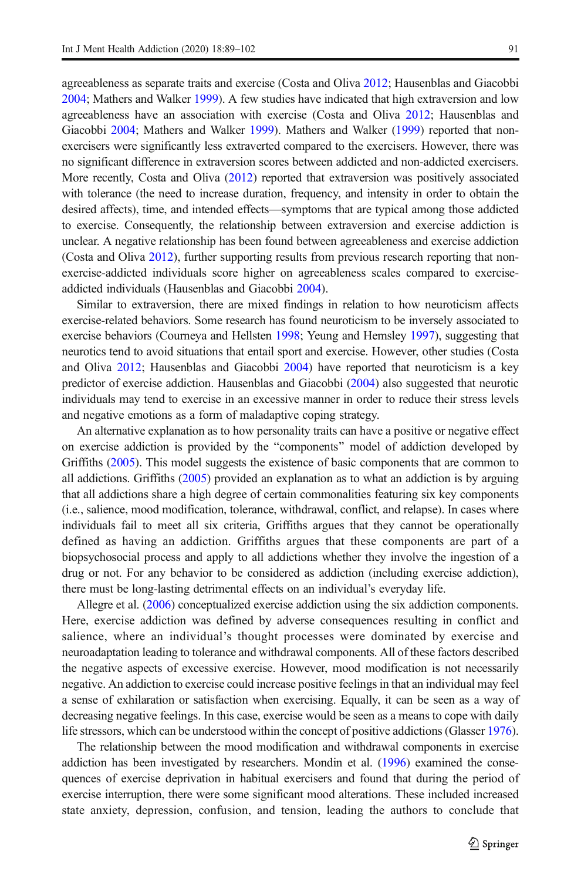agreeableness as separate traits and exercise (Costa and Oliva 2012; Hausenblas and Giacobbi 2004; Mathers and Walker 1999). A few studies have indicated that high extraversion and low agreeableness have an association with exercise (Costa and Oliva 2012; Hausenblas and Giacobbi 2004; Mathers and Walker 1999). Mathers and Walker (1999) reported that non-exercisers were significantly less extraverted compared to the exercisers. However, there was no significant difference in extraversion scores between addicted and non-addicted exercisers. More recently, Costa and Oliva (2012) reported that extraversion was positively associated with tolerance (the need to increase duration, frequency, and intensity in order to obtain the desired affects), time, and intended effects—symptoms that are typical among those addicted to exercise. Consequently, the relationship between extraversion and exercise addiction is unclear. A negative relationship has been found between agreeableness and exercise addiction (Costa and Oliva 2012), further supporting results from previous research reporting that non-exercise-addicted individuals score higher on agreeableness scales compared to exercise-addicted individuals (Hausenblas and Giacobbi 2004).

Similar to extraversion, there are mixed findings in relation to how neuroticism affects exercise-related behaviors. Some research has found neuroticism to be inversely associated to exercise behaviors (Courneya and Hellsten 1998; Yeung and Hemsley 1997), suggesting that neurotics tend to avoid situations that entail sport and exercise. However, other studies (Costa and Oliva 2012; Hausenblas and Giacobbi 2004) have reported that neuroticism is a key predictor of exercise addiction. Hausenblas and Giacobbi (2004) also suggested that neurotic individuals may tend to exercise in an excessive manner in order to reduce their stress levels and negative emotions as a form of maladaptive coping strategy.

An alternative explanation as to how personality traits can have a positive or negative effect on exercise addiction is provided by the "components" model of addiction developed by Griffiths (2005). This model suggests the existence of basic components that are common to all addictions. Griffiths (2005) provided an explanation as to what an addiction is by arguing that all addictions share a high degree of certain commonalities featuring six key components (i.e., salience, mood modification, tolerance, withdrawal, conflict, and relapse). In cases where individuals fail to meet all six criteria, Griffiths argues that they cannot be operationally defined as having an addiction. Griffiths argues that these components are part of a biopsychosocial process and apply to all addictions whether they involve the ingestion of a drug or not. For any behavior to be considered as addiction (including exercise addiction), there must be long-lasting detrimental effects on an individual's everyday life.

Allegre et al. (2006) conceptualized exercise addiction using the six addiction components. Here, exercise addiction was defined by adverse consequences resulting in conflict and salience, where an individual's thought processes were dominated by exercise and neuroadaptation leading to tolerance and withdrawal components. All of these factors described the negative aspects of excessive exercise. However, mood modification is not necessarily negative. An addiction to exercise could increase positive feelings in that an individual may feel a sense of exhilaration or satisfaction when exercising. Equally, it can be seen as a way of decreasing negative feelings. In this case, exercise would be seen as a means to cope with daily life stressors, which can be understood within the concept of positive addictions (Glasser 1976).

The relationship between the mood modification and withdrawal components in exercise addiction has been investigated by researchers. Mondin et al. (1996) examined the consequences of exercise deprivation in habitual exercisers and found that during the period of exercise interruption, there were some significant mood alterations. These included increased state anxiety, depression, confusion, and tension, leading the authors to conclude that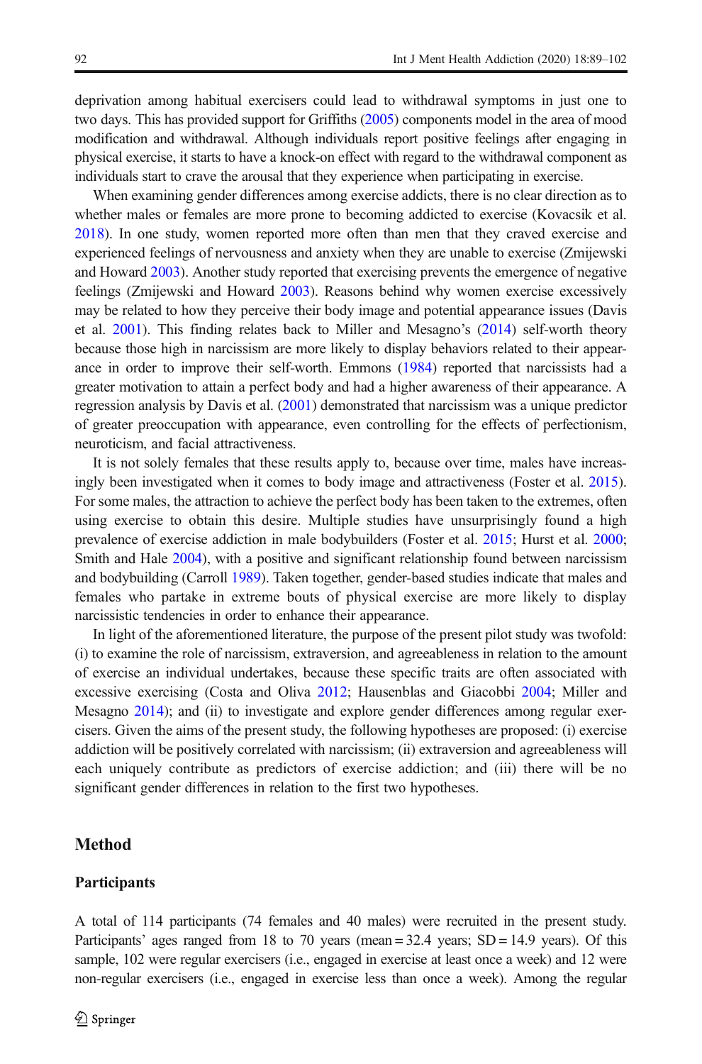deprivation among habitual exercisers could lead to withdrawal symptoms in just one to two days. This has provided support for Griffiths (2005) components model in the area of mood modification and withdrawal. Although individuals report positive feelings after engaging in physical exercise, it starts to have a knock-on effect with regard to the withdrawal component as individuals start to crave the arousal that they experience when participating in exercise.

When examining gender differences among exercise addicts, there is no clear direction as to whether males or females are more prone to becoming addicted to exercise (Kovacsik et al. 2018). In one study, women reported more often than men that they craved exercise and experienced feelings of nervousness and anxiety when they are unable to exercise (Zmijewski and Howard 2003). Another study reported that exercising prevents the emergence of negative feelings (Zmijewski and Howard 2003). Reasons behind why women exercise excessively may be related to how they perceive their body image and potential appearance issues (Davis et al. 2001). This finding relates back to Miller and Mesagno's (2014) self-worth theory because those high in narcissism are more likely to display behaviors related to their appearance in order to improve their self-worth. Emmons (1984) reported that narcissists had a greater motivation to attain a perfect body and had a higher awareness of their appearance. A regression analysis by Davis et al. (2001) demonstrated that narcissism was a unique predictor of greater preoccupation with appearance, even controlling for the effects of perfectionism, neuroticism, and facial attractiveness.

It is not solely females that these results apply to, because over time, males have increasingly been investigated when it comes to body image and attractiveness (Foster et al. 2015). For some males, the attraction to achieve the perfect body has been taken to the extremes, often using exercise to obtain this desire. Multiple studies have unsurprisingly found a high prevalence of exercise addiction in male bodybuilders (Foster et al. 2015; Hurst et al. 2000; Smith and Hale 2004), with a positive and significant relationship found between narcissism and bodybuilding (Carroll 1989). Taken together, gender-based studies indicate that males and females who partake in extreme bouts of physical exercise are more likely to display narcissistic tendencies in order to enhance their appearance.

In light of the aforementioned literature, the purpose of the present pilot study was twofold: (i) to examine the role of narcissism, extraversion, and agreeableness in relation to the amount of exercise an individual undertakes, because these specific traits are often associated with excessive exercising (Costa and Oliva 2012; Hausenblas and Giacobbi 2004; Miller and Mesagno 2014); and (ii) to investigate and explore gender differences among regular exercisers. Given the aims of the present study, the following hypotheses are proposed: (i) exercise addiction will be positively correlated with narcissism; (ii) extraversion and agreeableness will each uniquely contribute as predictors of exercise addiction; and (iii) there will be no significant gender differences in relation to the first two hypotheses.

## Method

### Participants

A total of 114 participants (74 females and 40 males) were recruited in the present study. Participants' ages ranged from 18 to 70 years (mean = 32.4 years; SD = 14.9 years). Of this sample, 102 were regular exercisers (i.e., engaged in exercise at least once a week) and 12 were non-regular exercisers (i.e., engaged in exercise less than once a week). Among the regular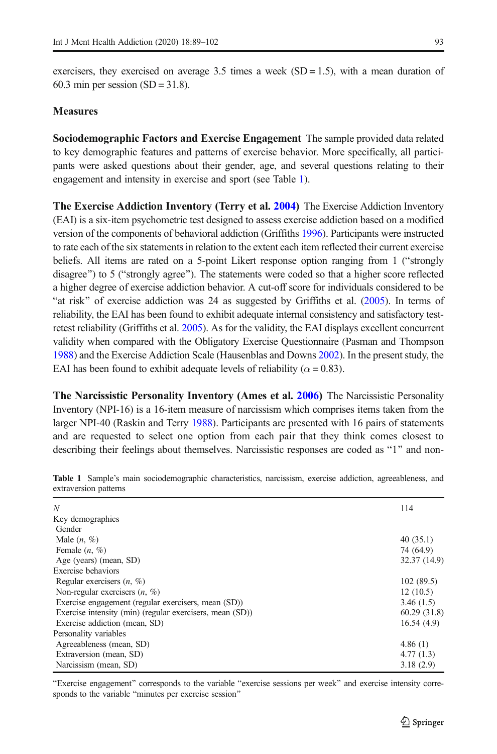exercisers, they exercised on average 3.5 times a week (SD = 1.5), with a mean duration of 60.3 min per session (SD = 31.8).

## Measures

**Sociodemographic Factors and Exercise Engagement** The sample provided data related to key demographic features and patterns of exercise behavior. More specifically, all participants were asked questions about their gender, age, and several questions relating to their engagement and intensity in exercise and sport (see Table 1).

**The Exercise Addiction Inventory (Terry et al. 2004)** The Exercise Addiction Inventory (EAI) is a six-item psychometric test designed to assess exercise addiction based on a modified version of the components of behavioral addiction (Griffiths 1996). Participants were instructed to rate each of the six statements in relation to the extent each item reflected their current exercise beliefs. All items are rated on a 5-point Likert response option ranging from 1 ("strongly disagree") to 5 ("strongly agree"). The statements were coded so that a higher score reflected a higher degree of exercise addiction behavior. A cut-off score for individuals considered to be "at risk" of exercise addiction was 24 as suggested by Griffiths et al. (2005). In terms of reliability, the EAI has been found to exhibit adequate internal consistency and satisfactory test-retest reliability (Griffiths et al. 2005). As for the validity, the EAI displays excellent concurrent validity when compared with the Obligatory Exercise Questionnaire (Pasman and Thompson 1988) and the Exercise Addiction Scale (Hausenblas and Downs 2002). In the present study, the EAI has been found to exhibit adequate levels of reliability ($\alpha = 0.83$).

**The Narcissistic Personality Inventory (Ames et al. 2006)** The Narcissistic Personality Inventory (NPI-16) is a 16-item measure of narcissism which comprises items taken from the larger NPI-40 (Raskin and Terry 1988). Participants are presented with 16 pairs of statements and are requested to select one option from each pair that they think comes closest to describing their feelings about themselves. Narcissistic responses are coded as "1" and non-

**Table 1** Sample's main sociodemographic characteristics, narcissism, exercise addiction, agreeableness, and extraversion patterns

| *N* | 114 |
|---|---|
| Key demographics | |
| Gender | |
| Male (*n*, %) | 40 (35.1) |
| Female (*n*, %) | 74 (64.9) |
| Age (years) (mean, SD) | 32.37 (14.9) |
| Exercise behaviors | |
| Regular exercisers (*n*, %) | 102 (89.5) |
| Non-regular exercisers (*n*, %) | 12 (10.5) |
| Exercise engagement (regular exercisers, mean (SD)) | 3.46 (1.5) |
| Exercise intensity (min) (regular exercisers, mean (SD)) | 60.29 (31.8) |
| Exercise addiction (mean, SD) | 16.54 (4.9) |
| Personality variables | |
| Agreeableness (mean, SD) | 4.86 (1) |
| Extraversion (mean, SD) | 4.77 (1.3) |
| Narcissism (mean, SD) | 3.18 (2.9) |

"Exercise engagement" corresponds to the variable "exercise sessions per week" and exercise intensity corresponds to the variable "minutes per exercise session"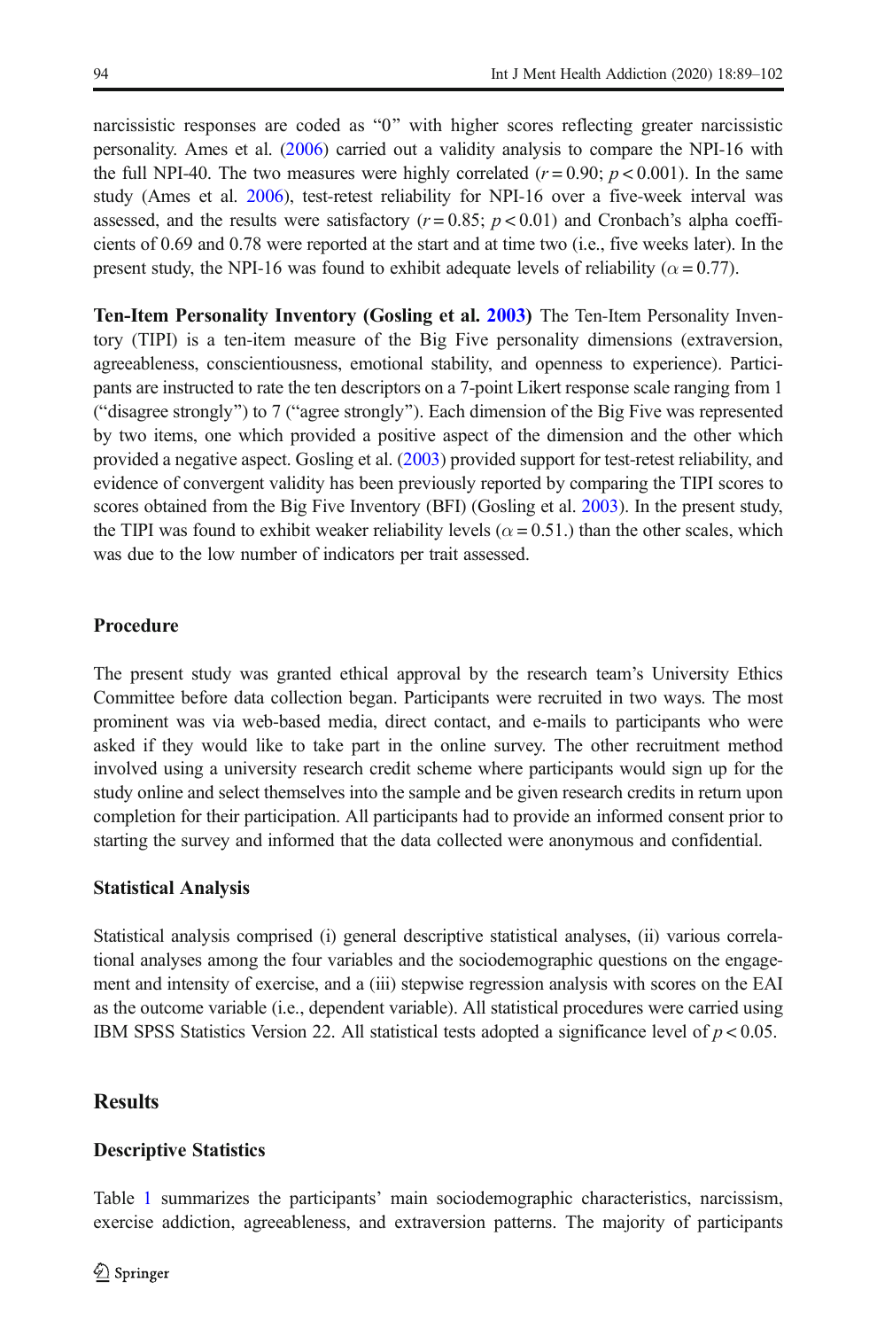narcissistic responses are coded as "0" with higher scores reflecting greater narcissistic personality. Ames et al. (2006) carried out a validity analysis to compare the NPI-16 with the full NPI-40. The two measures were highly correlated ($r = 0.90$; $p < 0.001$). In the same study (Ames et al. 2006), test-retest reliability for NPI-16 over a five-week interval was assessed, and the results were satisfactory ($r = 0.85$; $p < 0.01$) and Cronbach's alpha coefficients of 0.69 and 0.78 were reported at the start and at time two (i.e., five weeks later). In the present study, the NPI-16 was found to exhibit adequate levels of reliability ($\alpha = 0.77$).

**Ten-Item Personality Inventory (Gosling et al. 2003)** The Ten-Item Personality Inventory (TIPI) is a ten-item measure of the Big Five personality dimensions (extraversion, agreeableness, conscientiousness, emotional stability, and openness to experience). Participants are instructed to rate the ten descriptors on a 7-point Likert response scale ranging from 1 ("disagree strongly") to 7 ("agree strongly"). Each dimension of the Big Five was represented by two items, one which provided a positive aspect of the dimension and the other which provided a negative aspect. Gosling et al. (2003) provided support for test-retest reliability, and evidence of convergent validity has been previously reported by comparing the TIPI scores to scores obtained from the Big Five Inventory (BFI) (Gosling et al. 2003). In the present study, the TIPI was found to exhibit weaker reliability levels ($\alpha = 0.51$.) than the other scales, which was due to the low number of indicators per trait assessed.

### Procedure

The present study was granted ethical approval by the research team's University Ethics Committee before data collection began. Participants were recruited in two ways. The most prominent was via web-based media, direct contact, and e-mails to participants who were asked if they would like to take part in the online survey. The other recruitment method involved using a university research credit scheme where participants would sign up for the study online and select themselves into the sample and be given research credits in return upon completion for their participation. All participants had to provide an informed consent prior to starting the survey and informed that the data collected were anonymous and confidential.

### Statistical Analysis

Statistical analysis comprised (i) general descriptive statistical analyses, (ii) various correlational analyses among the four variables and the sociodemographic questions on the engagement and intensity of exercise, and a (iii) stepwise regression analysis with scores on the EAI as the outcome variable (i.e., dependent variable). All statistical procedures were carried using IBM SPSS Statistics Version 22. All statistical tests adopted a significance level of $p < 0.05$.

## Results

### Descriptive Statistics

Table 1 summarizes the participants' main sociodemographic characteristics, narcissism, exercise addiction, agreeableness, and extraversion patterns. The majority of participants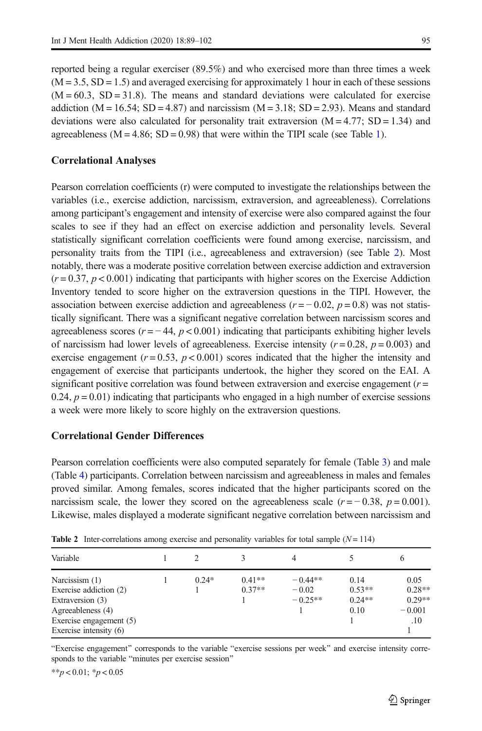reported being a regular exerciser (89.5%) and who exercised more than three times a week (M = 3.5, SD = 1.5) and averaged exercising for approximately 1 hour in each of these sessions (M = 60.3, SD = 31.8). The means and standard deviations were calculated for exercise addiction (M = 16.54; SD = 4.87) and narcissism (M = 3.18; SD = 2.93). Means and standard deviations were also calculated for personality trait extraversion (M = 4.77; SD = 1.34) and agreeableness (M = 4.86; SD = 0.98) that were within the TIPI scale (see Table 1).

## Correlational Analyses

Pearson correlation coefficients (r) were computed to investigate the relationships between the variables (i.e., exercise addiction, narcissism, extraversion, and agreeableness). Correlations among participant's engagement and intensity of exercise were also compared against the four scales to see if they had an effect on exercise addiction and personality levels. Several statistically significant correlation coefficients were found among exercise, narcissism, and personality traits from the TIPI (i.e., agreeableness and extraversion) (see Table 2). Most notably, there was a moderate positive correlation between exercise addiction and extraversion ($r = 0.37$, $p < 0.001$) indicating that participants with higher scores on the Exercise Addiction Inventory tended to score higher on the extraversion questions in the TIPI. However, the association between exercise addiction and agreeableness ($r = -0.02$, $p = 0.8$) was not statistically significant. There was a significant negative correlation between narcissism scores and agreeableness scores ($r = -44$, $p < 0.001$) indicating that participants exhibiting higher levels of narcissism had lower levels of agreeableness. Exercise intensity ($r = 0.28$, $p = 0.003$) and exercise engagement ($r = 0.53$, $p < 0.001$) scores indicated that the higher the intensity and engagement of exercise that participants undertook, the higher they scored on the EAI. A significant positive correlation was found between extraversion and exercise engagement ($r = 0.24$, $p = 0.01$) indicating that participants who engaged in a high number of exercise sessions a week were more likely to score highly on the extraversion questions.

## Correlational Gender Differences

Pearson correlation coefficients were also computed separately for female (Table 3) and male (Table 4) participants. Correlation between narcissism and agreeableness in males and females proved similar. Among females, scores indicated that the higher participants scored on the narcissism scale, the lower they scored on the agreeableness scale ($r = -0.38$, $p = 0.001$). Likewise, males displayed a moderate significant negative correlation between narcissism and

**Table 2** Inter-correlations among exercise and personality variables for total sample ($N = 114$)

| Variable | 1 | 2 | 3 | 4 | 5 | 6 |
|---|---|---|---|---|---|---|
| Narcissism (1) | 1 | 0.24* | 0.41** | −0.44** | 0.14 | 0.05 |
| Exercise addiction (2) | | 1 | 0.37** | −0.02 | 0.53** | 0.28** |
| Extraversion (3) | | | 1 | −0.25** | 0.24** | 0.29** |
| Agreeableness (4) | | | | 1 | 0.10 | −0.001 |
| Exercise engagement (5) | | | | | 1 | .10 |
| Exercise intensity (6) | | | | | | 1 |

"Exercise engagement" corresponds to the variable "exercise sessions per week" and exercise intensity corresponds to the variable "minutes per exercise session"

** $p < 0.01$; * $p < 0.05$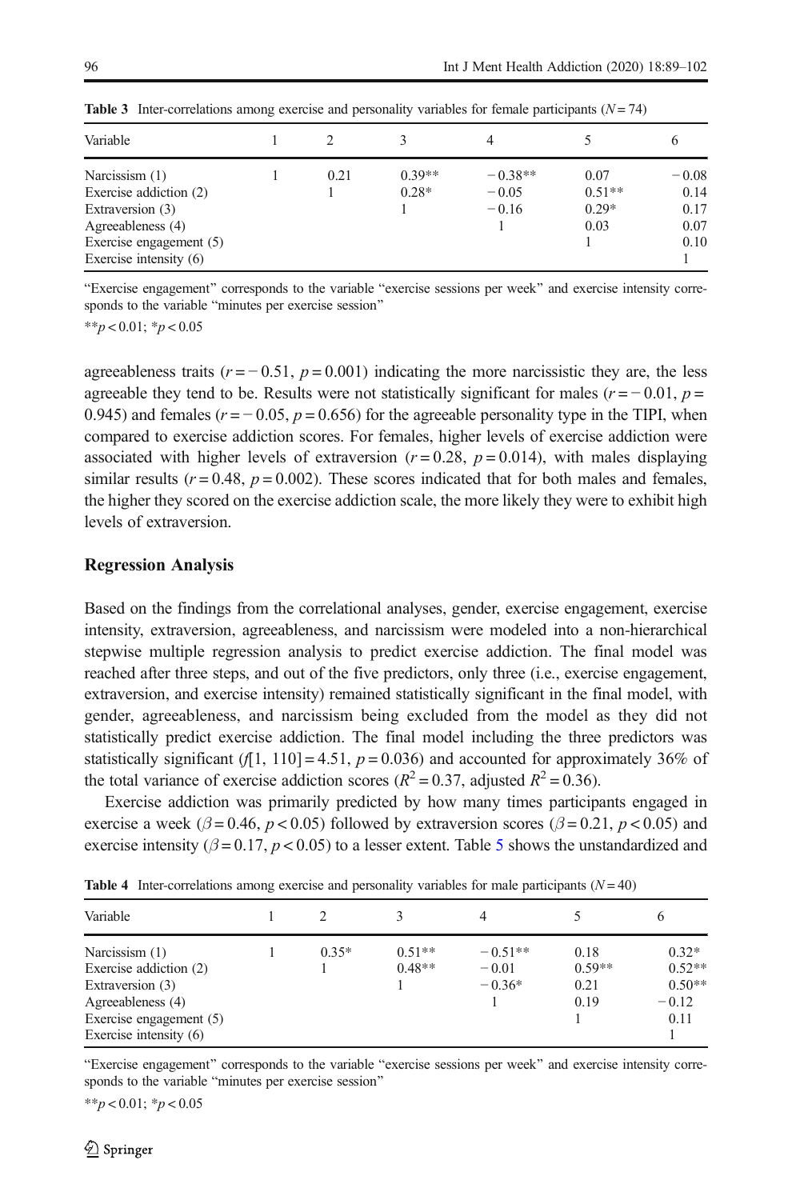**Table 3** Inter-correlations among exercise and personality variables for female participants ($N = 74$)

| Variable | 1 | 2 | 3 | 4 | 5 | 6 |
|---|---|---|---|---|---|---|
| Narcissism (1) | 1 | 0.21 | 0.39** | − 0.38** | 0.07 | − 0.08 |
| Exercise addiction (2) | | 1 | 0.28* | − 0.05 | 0.51** | 0.14 |
| Extraversion (3) | | | 1 | − 0.16 | 0.29* | 0.17 |
| Agreeableness (4) | | | | 1 | 0.03 | 0.07 |
| Exercise engagement (5) | | | | | 1 | 0.10 |
| Exercise intensity (6) | | | | | | 1 |

"Exercise engagement" corresponds to the variable "exercise sessions per week" and exercise intensity corresponds to the variable "minutes per exercise session"

**$p < 0.01$; *$p < 0.05$

agreeableness traits ($r = -0.51$, $p = 0.001$) indicating the more narcissistic they are, the less agreeable they tend to be. Results were not statistically significant for males ($r = -0.01$, $p = 0.945$) and females ($r = -0.05$, $p = 0.656$) for the agreeable personality type in the TIPI, when compared to exercise addiction scores. For females, higher levels of exercise addiction were associated with higher levels of extraversion ($r = 0.28$, $p = 0.014$), with males displaying similar results ($r = 0.48$, $p = 0.002$). These scores indicated that for both males and females, the higher they scored on the exercise addiction scale, the more likely they were to exhibit high levels of extraversion.

### Regression Analysis

Based on the findings from the correlational analyses, gender, exercise engagement, exercise intensity, extraversion, agreeableness, and narcissism were modeled into a non-hierarchical stepwise multiple regression analysis to predict exercise addiction. The final model was reached after three steps, and out of the five predictors, only three (i.e., exercise engagement, extraversion, and exercise intensity) remained statistically significant in the final model, with gender, agreeableness, and narcissism being excluded from the model as they did not statistically predict exercise addiction. The final model including the three predictors was statistically significant ($f[1, 110] = 4.51$, $p = 0.036$) and accounted for approximately 36% of the total variance of exercise addiction scores ($R^2 = 0.37$, adjusted $R^2 = 0.36$).

Exercise addiction was primarily predicted by how many times participants engaged in exercise a week ($\beta = 0.46$, $p < 0.05$) followed by extraversion scores ($\beta = 0.21$, $p < 0.05$) and exercise intensity ($\beta = 0.17$, $p < 0.05$) to a lesser extent. Table 5 shows the unstandardized and

**Table 4** Inter-correlations among exercise and personality variables for male participants ($N = 40$)

| Variable | 1 | 2 | 3 | 4 | 5 | 6 |
|---|---|---|---|---|---|---|
| Narcissism (1) | 1 | 0.35* | 0.51** | − 0.51** | 0.18 | 0.32* |
| Exercise addiction (2) | | 1 | 0.48** | − 0.01 | 0.59** | 0.52** |
| Extraversion (3) | | | 1 | − 0.36* | 0.21 | 0.50** |
| Agreeableness (4) | | | | 1 | 0.19 | − 0.12 |
| Exercise engagement (5) | | | | | 1 | 0.11 |
| Exercise intensity (6) | | | | | | 1 |

"Exercise engagement" corresponds to the variable "exercise sessions per week" and exercise intensity corresponds to the variable "minutes per exercise session"

**$p < 0.01$; *$p < 0.05$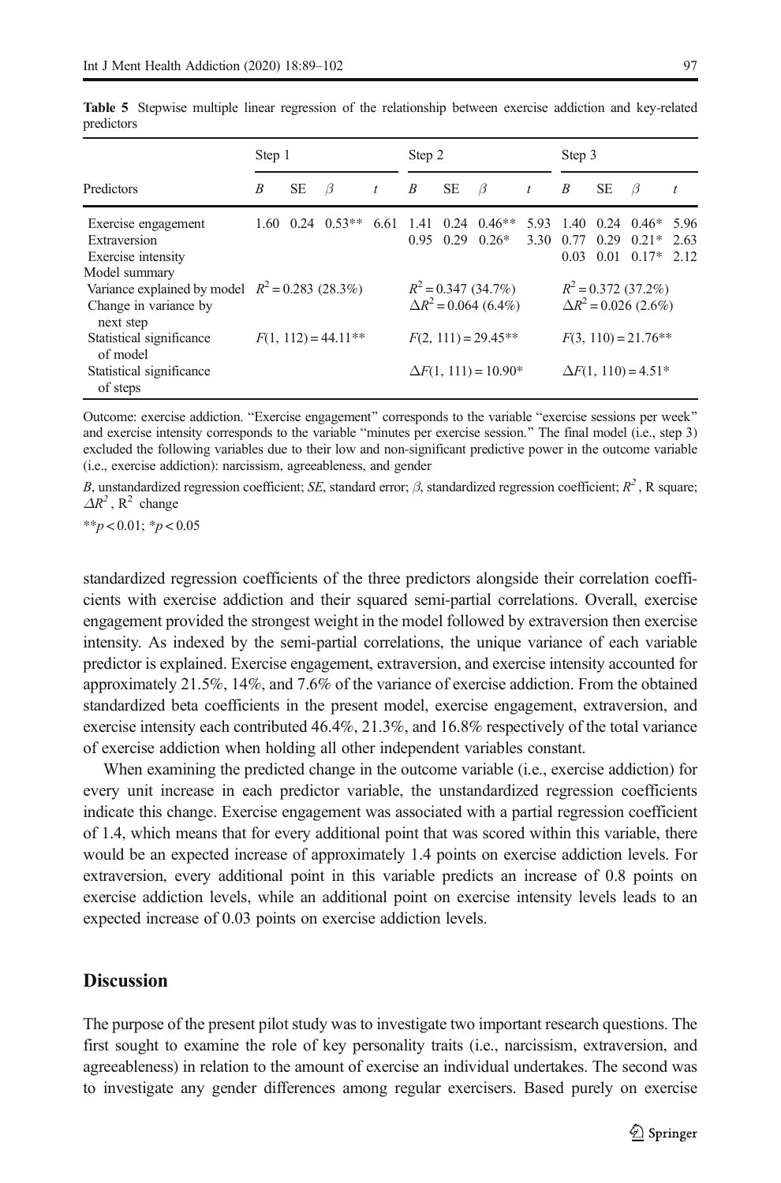**Table 5** Stepwise multiple linear regression of the relationship between exercise addiction and key-related predictors

| Predictors | Step 1 | | | | Step 2 | | | | Step 3 | | | |
|---|---|---|---|---|---|---|---|---|---|---|---|---|
| | *B* | SE | *β* | *t* | *B* | SE | *β* | *t* | *B* | SE | *β* | *t* |
| Exercise engagement | 1.60 | 0.24 | 0.53** | 6.61 | 1.41 | 0.24 | 0.46** | 5.93 | 1.40 | 0.24 | 0.46* | 5.96 |
| Extraversion | | | | | 0.95 | 0.29 | 0.26* | 3.30 | 0.77 | 0.29 | 0.21* | 2.63 |
| Exercise intensity | | | | | | | | | 0.03 | 0.01 | 0.17* | 2.12 |
| Model summary | | | | | | | | | | | | |
| Variance explained by model | $R^2 = 0.283$ (28.3%) | | | | $R^2 = 0.347$ (34.7%) | | | | $R^2 = 0.372$ (37.2%) | | | |
| Change in variance by next step | | | | | $\Delta R^2 = 0.064$ (6.4%) | | | | $\Delta R^2 = 0.026$ (2.6%) | | | |
| Statistical significance of model | $F(1, 112) = 44.11$** | | | | $F(2, 111) = 29.45$** | | | | $F(3, 110) = 21.76$** | | | |
| Statistical significance of steps | | | | | $\Delta F(1, 111) = 10.90$* | | | | $\Delta F(1, 110) = 4.51$* | | | |

Outcome: exercise addiction. "Exercise engagement" corresponds to the variable "exercise sessions per week" and exercise intensity corresponds to the variable "minutes per exercise session." The final model (i.e., step 3) excluded the following variables due to their low and non-significant predictive power in the outcome variable (i.e., exercise addiction): narcissism, agreeableness, and gender

*B*, unstandardized regression coefficient; *SE*, standard error; *β*, standardized regression coefficient; $R^2$, R square; $\Delta R^2$, $R^2$ change

**$p < 0.01$; *$p < 0.05$

standardized regression coefficients of the three predictors alongside their correlation coefficients with exercise addiction and their squared semi-partial correlations. Overall, exercise engagement provided the strongest weight in the model followed by extraversion then exercise intensity. As indexed by the semi-partial correlations, the unique variance of each variable predictor is explained. Exercise engagement, extraversion, and exercise intensity accounted for approximately 21.5%, 14%, and 7.6% of the variance of exercise addiction. From the obtained standardized beta coefficients in the present model, exercise engagement, extraversion, and exercise intensity each contributed 46.4%, 21.3%, and 16.8% respectively of the total variance of exercise addiction when holding all other independent variables constant.

When examining the predicted change in the outcome variable (i.e., exercise addiction) for every unit increase in each predictor variable, the unstandardized regression coefficients indicate this change. Exercise engagement was associated with a partial regression coefficient of 1.4, which means that for every additional point that was scored within this variable, there would be an expected increase of approximately 1.4 points on exercise addiction levels. For extraversion, every additional point in this variable predicts an increase of 0.8 points on exercise addiction levels, while an additional point on exercise intensity levels leads to an expected increase of 0.03 points on exercise addiction levels.

## Discussion

The purpose of the present pilot study was to investigate two important research questions. The first sought to examine the role of key personality traits (i.e., narcissism, extraversion, and agreeableness) in relation to the amount of exercise an individual undertakes. The second was to investigate any gender differences among regular exercisers. Based purely on exercise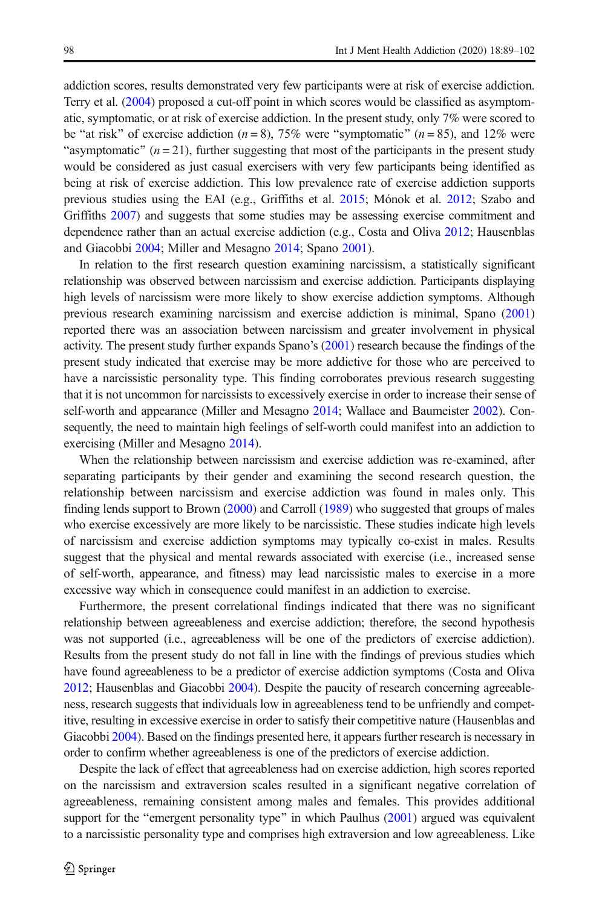addiction scores, results demonstrated very few participants were at risk of exercise addiction. Terry et al. (2004) proposed a cut-off point in which scores would be classified as asymptomatic, symptomatic, or at risk of exercise addiction. In the present study, only 7% were scored to be "at risk" of exercise addiction ($n = 8$), 75% were "symptomatic" ($n = 85$), and 12% were "asymptomatic" ($n = 21$), further suggesting that most of the participants in the present study would be considered as just casual exercisers with very few participants being identified as being at risk of exercise addiction. This low prevalence rate of exercise addiction supports previous studies using the EAI (e.g., Griffiths et al. 2015; Mónok et al. 2012; Szabo and Griffiths 2007) and suggests that some studies may be assessing exercise commitment and dependence rather than an actual exercise addiction (e.g., Costa and Oliva 2012; Hausenblas and Giacobbi 2004; Miller and Mesagno 2014; Spano 2001).

In relation to the first research question examining narcissism, a statistically significant relationship was observed between narcissism and exercise addiction. Participants displaying high levels of narcissism were more likely to show exercise addiction symptoms. Although previous research examining narcissism and exercise addiction is minimal, Spano (2001) reported there was an association between narcissism and greater involvement in physical activity. The present study further expands Spano's (2001) research because the findings of the present study indicated that exercise may be more addictive for those who are perceived to have a narcissistic personality type. This finding corroborates previous research suggesting that it is not uncommon for narcissists to excessively exercise in order to increase their sense of self-worth and appearance (Miller and Mesagno 2014; Wallace and Baumeister 2002). Consequently, the need to maintain high feelings of self-worth could manifest into an addiction to exercising (Miller and Mesagno 2014).

When the relationship between narcissism and exercise addiction was re-examined, after separating participants by their gender and examining the second research question, the relationship between narcissism and exercise addiction was found in males only. This finding lends support to Brown (2000) and Carroll (1989) who suggested that groups of males who exercise excessively are more likely to be narcissistic. These studies indicate high levels of narcissism and exercise addiction symptoms may typically co-exist in males. Results suggest that the physical and mental rewards associated with exercise (i.e., increased sense of self-worth, appearance, and fitness) may lead narcissistic males to exercise in a more excessive way which in consequence could manifest in an addiction to exercise.

Furthermore, the present correlational findings indicated that there was no significant relationship between agreeableness and exercise addiction; therefore, the second hypothesis was not supported (i.e., agreeableness will be one of the predictors of exercise addiction). Results from the present study do not fall in line with the findings of previous studies which have found agreeableness to be a predictor of exercise addiction symptoms (Costa and Oliva 2012; Hausenblas and Giacobbi 2004). Despite the paucity of research concerning agreeableness, research suggests that individuals low in agreeableness tend to be unfriendly and competitive, resulting in excessive exercise in order to satisfy their competitive nature (Hausenblas and Giacobbi 2004). Based on the findings presented here, it appears further research is necessary in order to confirm whether agreeableness is one of the predictors of exercise addiction.

Despite the lack of effect that agreeableness had on exercise addiction, high scores reported on the narcissism and extraversion scales resulted in a significant negative correlation of agreeableness, remaining consistent among males and females. This provides additional support for the "emergent personality type" in which Paulhus (2001) argued was equivalent to a narcissistic personality type and comprises high extraversion and low agreeableness. Like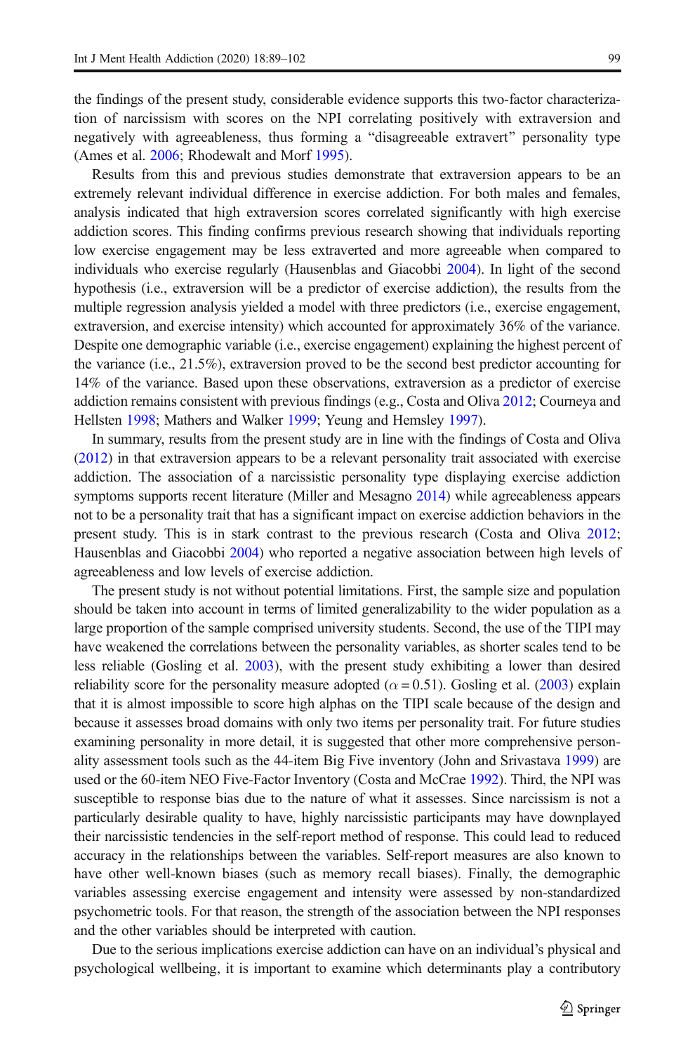the findings of the present study, considerable evidence supports this two-factor characterization of narcissism with scores on the NPI correlating positively with extraversion and negatively with agreeableness, thus forming a "disagreeable extravert" personality type (Ames et al. 2006; Rhodewalt and Morf 1995).

Results from this and previous studies demonstrate that extraversion appears to be an extremely relevant individual difference in exercise addiction. For both males and females, analysis indicated that high extraversion scores correlated significantly with high exercise addiction scores. This finding confirms previous research showing that individuals reporting low exercise engagement may be less extraverted and more agreeable when compared to individuals who exercise regularly (Hausenblas and Giacobbi 2004). In light of the second hypothesis (i.e., extraversion will be a predictor of exercise addiction), the results from the multiple regression analysis yielded a model with three predictors (i.e., exercise engagement, extraversion, and exercise intensity) which accounted for approximately 36% of the variance. Despite one demographic variable (i.e., exercise engagement) explaining the highest percent of the variance (i.e., 21.5%), extraversion proved to be the second best predictor accounting for 14% of the variance. Based upon these observations, extraversion as a predictor of exercise addiction remains consistent with previous findings (e.g., Costa and Oliva 2012; Courneya and Hellsten 1998; Mathers and Walker 1999; Yeung and Hemsley 1997).

In summary, results from the present study are in line with the findings of Costa and Oliva (2012) in that extraversion appears to be a relevant personality trait associated with exercise addiction. The association of a narcissistic personality type displaying exercise addiction symptoms supports recent literature (Miller and Mesagno 2014) while agreeableness appears not to be a personality trait that has a significant impact on exercise addiction behaviors in the present study. This is in stark contrast to the previous research (Costa and Oliva 2012; Hausenblas and Giacobbi 2004) who reported a negative association between high levels of agreeableness and low levels of exercise addiction.

The present study is not without potential limitations. First, the sample size and population should be taken into account in terms of limited generalizability to the wider population as a large proportion of the sample comprised university students. Second, the use of the TIPI may have weakened the correlations between the personality variables, as shorter scales tend to be less reliable (Gosling et al. 2003), with the present study exhibiting a lower than desired reliability score for the personality measure adopted ($\alpha = 0.51$). Gosling et al. (2003) explain that it is almost impossible to score high alphas on the TIPI scale because of the design and because it assesses broad domains with only two items per personality trait. For future studies examining personality in more detail, it is suggested that other more comprehensive personality assessment tools such as the 44-item Big Five inventory (John and Srivastava 1999) are used or the 60-item NEO Five-Factor Inventory (Costa and McCrae 1992). Third, the NPI was susceptible to response bias due to the nature of what it assesses. Since narcissism is not a particularly desirable quality to have, highly narcissistic participants may have downplayed their narcissistic tendencies in the self-report method of response. This could lead to reduced accuracy in the relationships between the variables. Self-report measures are also known to have other well-known biases (such as memory recall biases). Finally, the demographic variables assessing exercise engagement and intensity were assessed by non-standardized psychometric tools. For that reason, the strength of the association between the NPI responses and the other variables should be interpreted with caution.

Due to the serious implications exercise addiction can have on an individual's physical and psychological wellbeing, it is important to examine which determinants play a contributory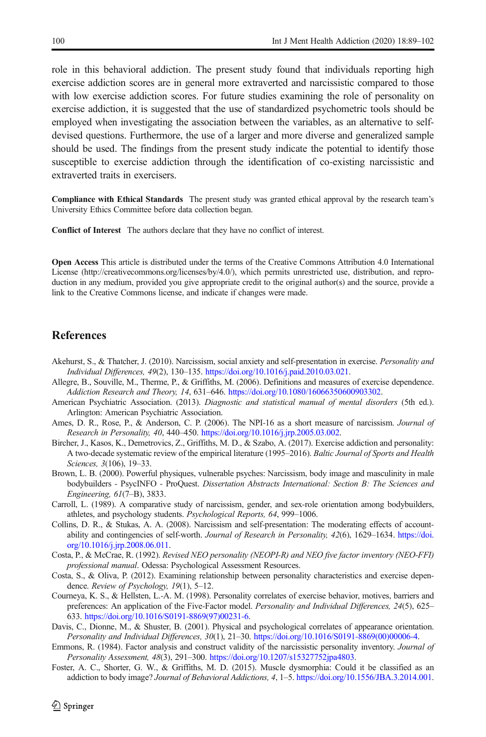role in this behavioral addiction. The present study found that individuals reporting high exercise addiction scores are in general more extraverted and narcissistic compared to those with low exercise addiction scores. For future studies examining the role of personality on exercise addiction, it is suggested that the use of standardized psychometric tools should be employed when investigating the association between the variables, as an alternative to self-devised questions. Furthermore, the use of a larger and more diverse and generalized sample should be used. The findings from the present study indicate the potential to identify those susceptible to exercise addiction through the identification of co-existing narcissistic and extraverted traits in exercisers.

**Compliance with Ethical Standards** The present study was granted ethical approval by the research team's University Ethics Committee before data collection began.

**Conflict of Interest** The authors declare that they have no conflict of interest.

**Open Access** This article is distributed under the terms of the Creative Commons Attribution 4.0 International License (http://creativecommons.org/licenses/by/4.0/), which permits unrestricted use, distribution, and reproduction in any medium, provided you give appropriate credit to the original author(s) and the source, provide a link to the Creative Commons license, and indicate if changes were made.

## References

Akehurst, S., & Thatcher, J. (2010). Narcissism, social anxiety and self-presentation in exercise. *Personality and Individual Differences, 49*(2), 130–135. https://doi.org/10.1016/j.paid.2010.03.021.

Allegre, B., Souville, M., Therme, P., & Griffiths, M. (2006). Definitions and measures of exercise dependence. *Addiction Research and Theory, 14*, 631–646. https://doi.org/10.1080/16066350600903302.

American Psychiatric Association. (2013). *Diagnostic and statistical manual of mental disorders* (5th ed.). Arlington: American Psychiatric Association.

Ames, D. R., Rose, P., & Anderson, C. P. (2006). The NPI-16 as a short measure of narcissism. *Journal of Research in Personality, 40*, 440–450. https://doi.org/10.1016/j.jrp.2005.03.002.

Bircher, J., Kasos, K., Demetrovics, Z., Griffiths, M. D., & Szabo, A. (2017). Exercise addiction and personality: A two-decade systematic review of the empirical literature (1995–2016). *Baltic Journal of Sports and Health Sciences, 3*(106), 19–33.

Brown, L. B. (2000). Powerful physiques, vulnerable psyches: Narcissism, body image and masculinity in male bodybuilders - PsycINFO - ProQuest. *Dissertation Abstracts International: Section B: The Sciences and Engineering, 61*(7–B), 3833.

Carroll, L. (1989). A comparative study of narcissism, gender, and sex-role orientation among bodybuilders, athletes, and psychology students. *Psychological Reports, 64*, 999–1006.

Collins, D. R., & Stukas, A. A. (2008). Narcissism and self-presentation: The moderating effects of accountability and contingencies of self-worth. *Journal of Research in Personality, 42*(6), 1629–1634. https://doi.org/10.1016/j.jrp.2008.06.011.

Costa, P., & McCrae, R. (1992). *Revised NEO personality (NEOPI-R) and NEO five factor inventory (NEO-FFI) professional manual*. Odessa: Psychological Assessment Resources.

Costa, S., & Oliva, P. (2012). Examining relationship between personality characteristics and exercise dependence. *Review of Psychology, 19*(1), 5–12.

Courneya, K. S., & Hellsten, L.-A. M. (1998). Personality correlates of exercise behavior, motives, barriers and preferences: An application of the Five-Factor model. *Personality and Individual Differences, 24*(5), 625–633. https://doi.org/10.1016/S0191-8869(97)00231-6.

Davis, C., Dionne, M., & Shuster, B. (2001). Physical and psychological correlates of appearance orientation. *Personality and Individual Differences, 30*(1), 21–30. https://doi.org/10.1016/S0191-8869(00)00006-4.

Emmons, R. (1984). Factor analysis and construct validity of the narcissistic personality inventory. *Journal of Personality Assessment, 48*(3), 291–300. https://doi.org/10.1207/s15327752jpa4803.

Foster, A. C., Shorter, G. W., & Griffiths, M. D. (2015). Muscle dysmorphia: Could it be classified as an addiction to body image? *Journal of Behavioral Addictions, 4*, 1–5. https://doi.org/10.1556/JBA.3.2014.001.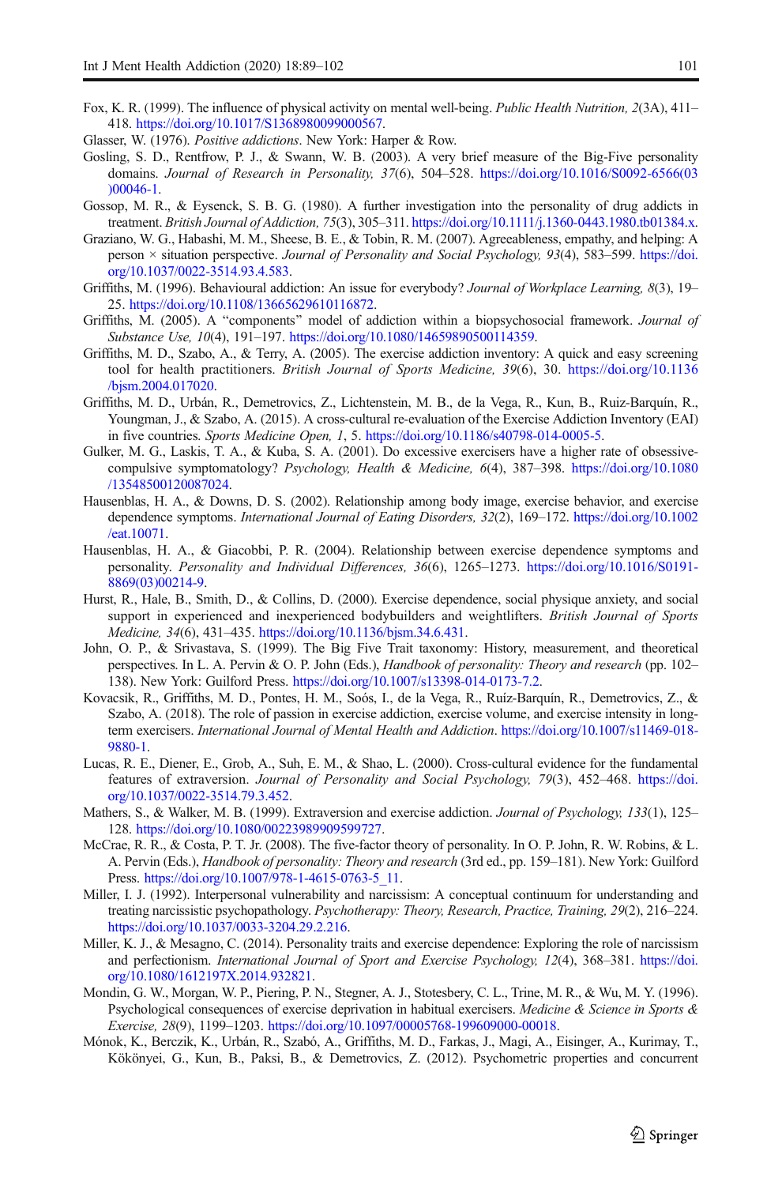Fox, K. R. (1999). The influence of physical activity on mental well-being. *Public Health Nutrition, 2*(3A), 411–418. https://doi.org/10.1017/S1368980099000567.

Glasser, W. (1976). *Positive addictions*. New York: Harper & Row.

Gosling, S. D., Rentfrow, P. J., & Swann, W. B. (2003). A very brief measure of the Big-Five personality domains. *Journal of Research in Personality, 37*(6), 504–528. https://doi.org/10.1016/S0092-6566(03)00046-1.

Gossop, M. R., & Eysenck, S. B. G. (1980). A further investigation into the personality of drug addicts in treatment. *British Journal of Addiction, 75*(3), 305–311. https://doi.org/10.1111/j.1360-0443.1980.tb01384.x.

Graziano, W. G., Habashi, M. M., Sheese, B. E., & Tobin, R. M. (2007). Agreeableness, empathy, and helping: A person × situation perspective. *Journal of Personality and Social Psychology, 93*(4), 583–599. https://doi.org/10.1037/0022-3514.93.4.583.

Griffiths, M. (1996). Behavioural addiction: An issue for everybody? *Journal of Workplace Learning, 8*(3), 19–25. https://doi.org/10.1108/13665629610116872.

Griffiths, M. (2005). A "components" model of addiction within a biopsychosocial framework. *Journal of Substance Use, 10*(4), 191–197. https://doi.org/10.1080/14659890500114359.

Griffiths, M. D., Szabo, A., & Terry, A. (2005). The exercise addiction inventory: A quick and easy screening tool for health practitioners. *British Journal of Sports Medicine, 39*(6), 30. https://doi.org/10.1136/bjsm.2004.017020.

Griffiths, M. D., Urbán, R., Demetrovics, Z., Lichtenstein, M. B., de la Vega, R., Kun, B., Ruiz-Barquín, R., Youngman, J., & Szabo, A. (2015). A cross-cultural re-evaluation of the Exercise Addiction Inventory (EAI) in five countries. *Sports Medicine Open, 1*, 5. https://doi.org/10.1186/s40798-014-0005-5.

Gulker, M. G., Laskis, T. A., & Kuba, S. A. (2001). Do excessive exercisers have a higher rate of obsessive-compulsive symptomatology? *Psychology, Health & Medicine, 6*(4), 387–398. https://doi.org/10.1080/13548500120087024.

Hausenblas, H. A., & Downs, D. S. (2002). Relationship among body image, exercise behavior, and exercise dependence symptoms. *International Journal of Eating Disorders, 32*(2), 169–172. https://doi.org/10.1002/eat.10071.

Hausenblas, H. A., & Giacobbi, P. R. (2004). Relationship between exercise dependence symptoms and personality. *Personality and Individual Differences, 36*(6), 1265–1273. https://doi.org/10.1016/S0191-8869(03)00214-9.

Hurst, R., Hale, B., Smith, D., & Collins, D. (2000). Exercise dependence, social physique anxiety, and social support in experienced and inexperienced bodybuilders and weightlifters. *British Journal of Sports Medicine, 34*(6), 431–435. https://doi.org/10.1136/bjsm.34.6.431.

John, O. P., & Srivastava, S. (1999). The Big Five Trait taxonomy: History, measurement, and theoretical perspectives. In L. A. Pervin & O. P. John (Eds.), *Handbook of personality: Theory and research* (pp. 102–138). New York: Guilford Press. https://doi.org/10.1007/s13398-014-0173-7.2.

Kovacsik, R., Griffiths, M. D., Pontes, H. M., Soós, I., de la Vega, R., Ruíz-Barquín, R., Demetrovics, Z., & Szabo, A. (2018). The role of passion in exercise addiction, exercise volume, and exercise intensity in long-term exercisers. *International Journal of Mental Health and Addiction*. https://doi.org/10.1007/s11469-018-9880-1.

Lucas, R. E., Diener, E., Grob, A., Suh, E. M., & Shao, L. (2000). Cross-cultural evidence for the fundamental features of extraversion. *Journal of Personality and Social Psychology, 79*(3), 452–468. https://doi.org/10.1037/0022-3514.79.3.452.

Mathers, S., & Walker, M. B. (1999). Extraversion and exercise addiction. *Journal of Psychology, 133*(1), 125–128. https://doi.org/10.1080/00223989909599727.

McCrae, R. R., & Costa, P. T. Jr. (2008). The five-factor theory of personality. In O. P. John, R. W. Robins, & L. A. Pervin (Eds.), *Handbook of personality: Theory and research* (3rd ed., pp. 159–181). New York: Guilford Press. https://doi.org/10.1007/978-1-4615-0763-5_11.

Miller, I. J. (1992). Interpersonal vulnerability and narcissism: A conceptual continuum for understanding and treating narcissistic psychopathology. *Psychotherapy: Theory, Research, Practice, Training, 29*(2), 216–224. https://doi.org/10.1037/0033-3204.29.2.216.

Miller, K. J., & Mesagno, C. (2014). Personality traits and exercise dependence: Exploring the role of narcissism and perfectionism. *International Journal of Sport and Exercise Psychology, 12*(4), 368–381. https://doi.org/10.1080/1612197X.2014.932821.

Mondin, G. W., Morgan, W. P., Piering, P. N., Stegner, A. J., Stotesbery, C. L., Trine, M. R., & Wu, M. Y. (1996). Psychological consequences of exercise deprivation in habitual exercisers. *Medicine & Science in Sports & Exercise, 28*(9), 1199–1203. https://doi.org/10.1097/00005768-199609000-00018.

Mónok, K., Berczik, K., Urbán, R., Szabó, A., Griffiths, M. D., Farkas, J., Magi, A., Eisinger, A., Kurimay, T., Kökönyei, G., Kun, B., Paksi, B., & Demetrovics, Z. (2012). Psychometric properties and concurrent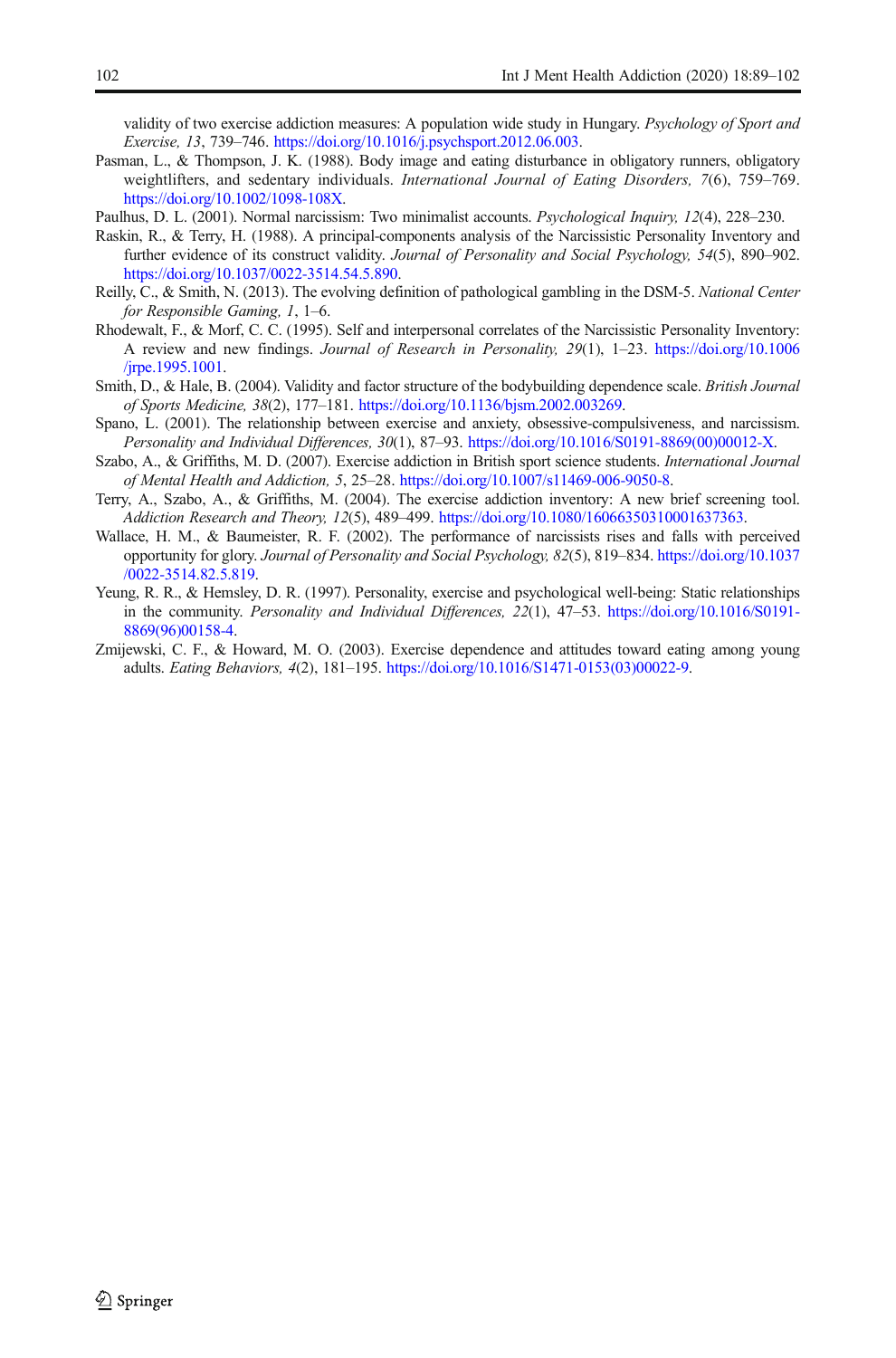validity of two exercise addiction measures: A population wide study in Hungary. *Psychology of Sport and Exercise, 13*, 739–746. https://doi.org/10.1016/j.psychsport.2012.06.003.

Pasman, L., & Thompson, J. K. (1988). Body image and eating disturbance in obligatory runners, obligatory weightlifters, and sedentary individuals. *International Journal of Eating Disorders, 7*(6), 759–769. https://doi.org/10.1002/1098-108X.

Paulhus, D. L. (2001). Normal narcissism: Two minimalist accounts. *Psychological Inquiry, 12*(4), 228–230.

Raskin, R., & Terry, H. (1988). A principal-components analysis of the Narcissistic Personality Inventory and further evidence of its construct validity. *Journal of Personality and Social Psychology, 54*(5), 890–902. https://doi.org/10.1037/0022-3514.54.5.890.

Reilly, C., & Smith, N. (2013). The evolving definition of pathological gambling in the DSM-5. *National Center for Responsible Gaming, 1*, 1–6.

Rhodewalt, F., & Morf, C. C. (1995). Self and interpersonal correlates of the Narcissistic Personality Inventory: A review and new findings. *Journal of Research in Personality, 29*(1), 1–23. https://doi.org/10.1006/jrpe.1995.1001.

Smith, D., & Hale, B. (2004). Validity and factor structure of the bodybuilding dependence scale. *British Journal of Sports Medicine, 38*(2), 177–181. https://doi.org/10.1136/bjsm.2002.003269.

Spano, L. (2001). The relationship between exercise and anxiety, obsessive-compulsiveness, and narcissism. *Personality and Individual Differences, 30*(1), 87–93. https://doi.org/10.1016/S0191-8869(00)00012-X.

Szabo, A., & Griffiths, M. D. (2007). Exercise addiction in British sport science students. *International Journal of Mental Health and Addiction, 5*, 25–28. https://doi.org/10.1007/s11469-006-9050-8.

Terry, A., Szabo, A., & Griffiths, M. (2004). The exercise addiction inventory: A new brief screening tool. *Addiction Research and Theory, 12*(5), 489–499. https://doi.org/10.1080/16066350310001637363.

Wallace, H. M., & Baumeister, R. F. (2002). The performance of narcissists rises and falls with perceived opportunity for glory. *Journal of Personality and Social Psychology, 82*(5), 819–834. https://doi.org/10.1037/0022-3514.82.5.819.

Yeung, R. R., & Hemsley, D. R. (1997). Personality, exercise and psychological well-being: Static relationships in the community. *Personality and Individual Differences, 22*(1), 47–53. https://doi.org/10.1016/S0191-8869(96)00158-4.

Zmijewski, C. F., & Howard, M. O. (2003). Exercise dependence and attitudes toward eating among young adults. *Eating Behaviors, 4*(2), 181–195. https://doi.org/10.1016/S1471-0153(03)00022-9.